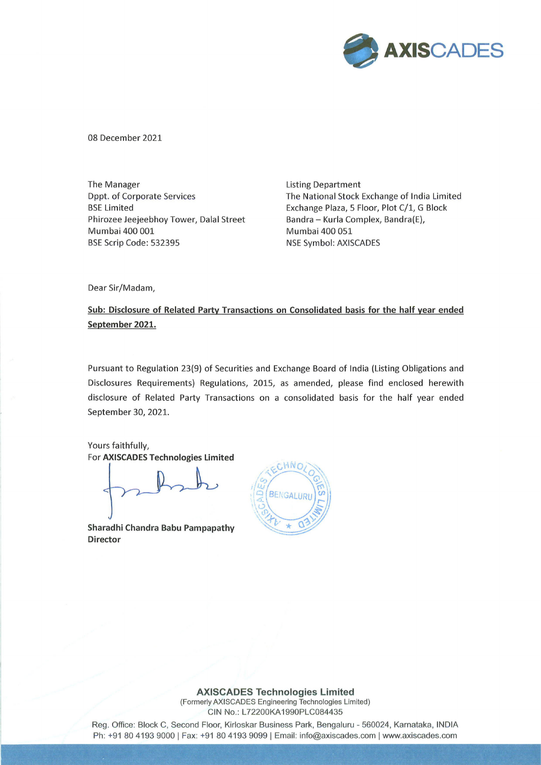08 December 2021

The Manager
Dppt. of Corporate Services
BSE Limited
Phirozee Jeejeebhoy Tower, Dalal Street
Mumbai 400 001
BSE Scrip Code: 532395

Listing Department
The National Stock Exchange of India Limited
Exchange Plaza, 5 Floor, Plot C/1, G Block
Bandra – Kurla Complex, Bandra(E),
Mumbai 400 051
NSE Symbol: AXISCADES

Dear Sir/Madam,

**Sub: Disclosure of Related Party Transactions on Consolidated basis for the half year ended September 2021.**

Pursuant to Regulation 23(9) of Securities and Exchange Board of India (Listing Obligations and Disclosures Requirements) Regulations, 2015, as amended, please find enclosed herewith disclosure of Related Party Transactions on a consolidated basis for the half year ended September 30, 2021.

Yours faithfully,
For **AXISCADES Technologies Limited**

**Sharadhi Chandra Babu Pampapathy**
**Director**

**AXISCADES Technologies Limited**
(Formerly AXISCADES Engineering Technologies Limited)
CIN No.: L72200KA1990PLC084435
Reg. Office: Block C, Second Floor, Kirloskar Business Park, Bengaluru - 560024, Karnataka, INDIA
Ph: +91 80 4193 9000 | Fax: +91 80 4193 9099 | Email: info@axiscades.com | www.axiscades.com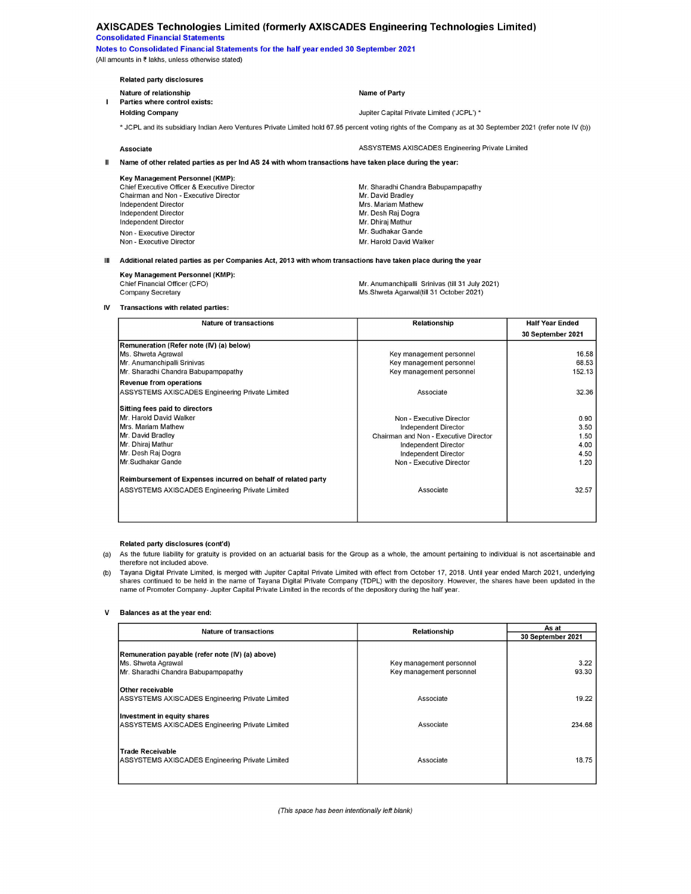# AXISCADES Technologies Limited (formerly AXISCADES Engineering Technologies Limited)

## Consolidated Financial Statements

### Notes to Consolidated Financial Statements for the half year ended 30 September 2021

(All amounts in ₹ lakhs, unless otherwise stated)

**Related party disclosures**

| | Nature of relationship | Name of Party |
|---|---|---|
| I | **Parties where control exists:** | |
| | **Holding Company** | Jupiter Capital Private Limited ('JCPL') * |

\* JCPL and its subsidiary Indian Aero Ventures Private Limited hold 67.95 percent voting rights of the Company as at 30 September 2021 (refer note IV (b))

| | | |
|---|---|---|
| **Associate** | ASSYSTEMS AXISCADES Engineering Private Limited |

**II Name of other related parties as per Ind AS 24 with whom transactions have taken place during the year:**

| | |
|---|---|
| **Key Management Personnel (KMP):** | |
| Chief Executive Officer & Executive Director | Mr. Sharadhi Chandra Babupampapathy |
| Chairman and Non - Executive Director | Mr. David Bradley |
| Independent Director | Mrs. Mariam Mathew |
| Independent Director | Mr. Desh Raj Dogra |
| Independent Director | Mr. Dhiraj Mathur |
| Non - Executive Director | Mr. Sudhakar Gande |
| Non - Executive Director | Mr. Harold David Walker |

**III Additional related parties as per Companies Act, 2013 with whom transactions have taken place during the year**

| | |
|---|---|
| **Key Management Personnel (KMP):** | |
| Chief Financial Officer (CFO) | Mr. Anumanchipalli Srinivas (till 31 July 2021) |
| Company Secretary | Ms.Shweta Agarwal(till 31 October 2021) |

**IV Transactions with related parties:**

| Nature of transactions | Relationship | Half Year Ended 30 September 2021 |
|---|---|---|
| **Remuneration (Refer note (IV) (a) below)** | | |
| Ms. Shweta Agrawal | Key management personnel | 16.58 |
| Mr. Anumanchipalli Srinivas | Key management personnel | 68.53 |
| Mr. Sharadhi Chandra Babupampapathy | Key management personnel | 152.13 |
| **Revenue from operations** | | |
| ASSYSTEMS AXISCADES Engineering Private Limited | Associate | 32.36 |
| **Sitting fees paid to directors** | | |
| Mr. Harold David Walker | Non - Executive Director | 0.90 |
| Mrs. Mariam Mathew | Independent Director | 3.50 |
| Mr. David Bradley | Chairman and Non - Executive Director | 1.50 |
| Mr. Dhiraj Mathur | Independent Director | 4.00 |
| Mr. Desh Raj Dogra | Independent Director | 4.50 |
| Mr.Sudhakar Gande | Non - Executive Director | 1.20 |
| **Reimbursement of Expenses incurred on behalf of related party** | | |
| ASSYSTEMS AXISCADES Engineering Private Limited | Associate | 32.57 |

**Related party disclosures (cont'd)**

(a) As the future liability for gratuity is provided on an actuarial basis for the Group as a whole, the amount pertaining to individual is not ascertainable and therefore not included above.

(b) Tayana Digital Private Limited, is merged with Jupiter Capital Private Limited with effect from October 17, 2018. Until year ended March 2021, underlying shares continued to be held in the name of Tayana Digital Private Company (TDPL) with the depository. However, the shares have been updated in the name of Promoter Company- Jupiter Capital Private Limited in the records of the depository during the half year.

**V Balances as at the year end:**

| Nature of transactions | Relationship | As at 30 September 2021 |
|---|---|---|
| **Remuneration payable (refer note (IV) (a) above)** | | |
| Ms. Shweta Agrawal | Key management personnel | 3.22 |
| Mr. Sharadhi Chandra Babupampapathy | Key management personnel | 93.30 |
| **Other receivable** | | |
| ASSYSTEMS AXISCADES Engineering Private Limited | Associate | 19.22 |
| **Investment in equity shares** | | |
| ASSYSTEMS AXISCADES Engineering Private Limited | Associate | 234.68 |
| **Trade Receivable** | | |
| ASSYSTEMS AXISCADES Engineering Private Limited | Associate | 18.75 |

*(This space has been intentionally left blank)*